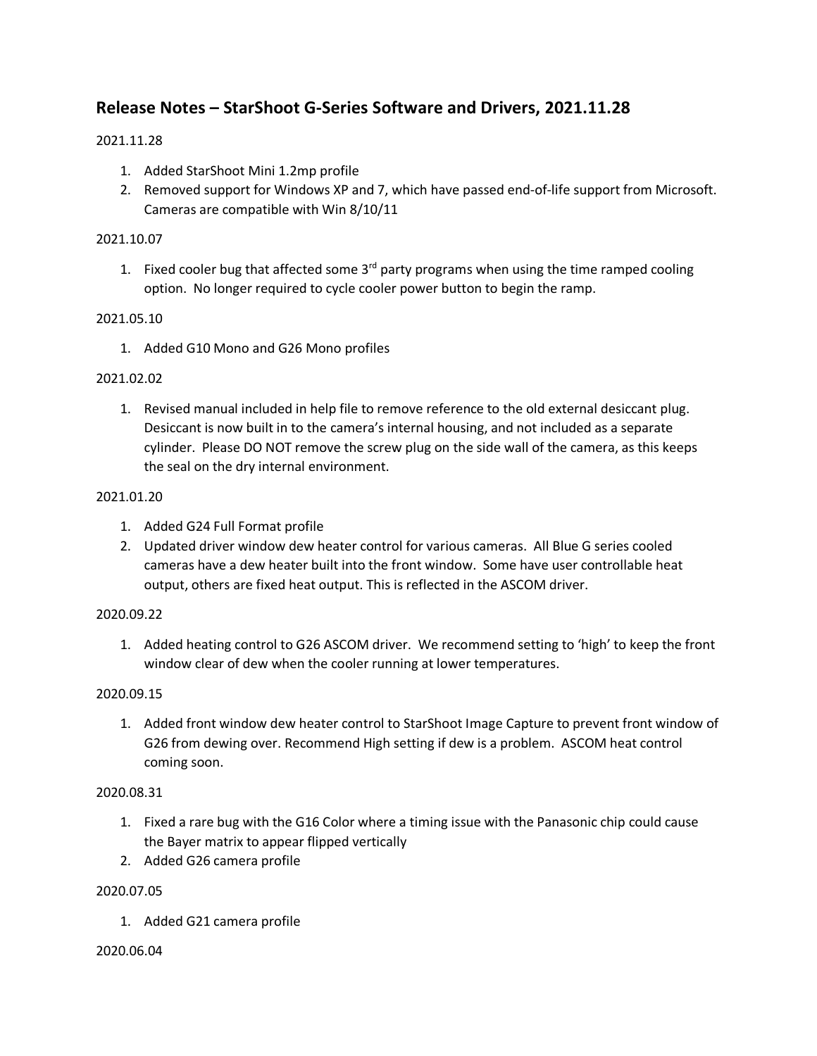## Release Notes – StarShoot G-Series Software and Drivers, 2021.11.28

2021.11.28

1. Added StarShoot Mini 1.2mp profile
2. Removed support for Windows XP and 7, which have passed end-of-life support from Microsoft. Cameras are compatible with Win 8/10/11

2021.10.07

1. Fixed cooler bug that affected some 3rd party programs when using the time ramped cooling option. No longer required to cycle cooler power button to begin the ramp.

2021.05.10

1. Added G10 Mono and G26 Mono profiles

2021.02.02

1. Revised manual included in help file to remove reference to the old external desiccant plug. Desiccant is now built in to the camera's internal housing, and not included as a separate cylinder. Please DO NOT remove the screw plug on the side wall of the camera, as this keeps the seal on the dry internal environment.

2021.01.20

1. Added G24 Full Format profile
2. Updated driver window dew heater control for various cameras. All Blue G series cooled cameras have a dew heater built into the front window. Some have user controllable heat output, others are fixed heat output. This is reflected in the ASCOM driver.

2020.09.22

1. Added heating control to G26 ASCOM driver. We recommend setting to 'high' to keep the front window clear of dew when the cooler running at lower temperatures.

2020.09.15

1. Added front window dew heater control to StarShoot Image Capture to prevent front window of G26 from dewing over. Recommend High setting if dew is a problem. ASCOM heat control coming soon.

2020.08.31

1. Fixed a rare bug with the G16 Color where a timing issue with the Panasonic chip could cause the Bayer matrix to appear flipped vertically
2. Added G26 camera profile

2020.07.05

1. Added G21 camera profile

2020.06.04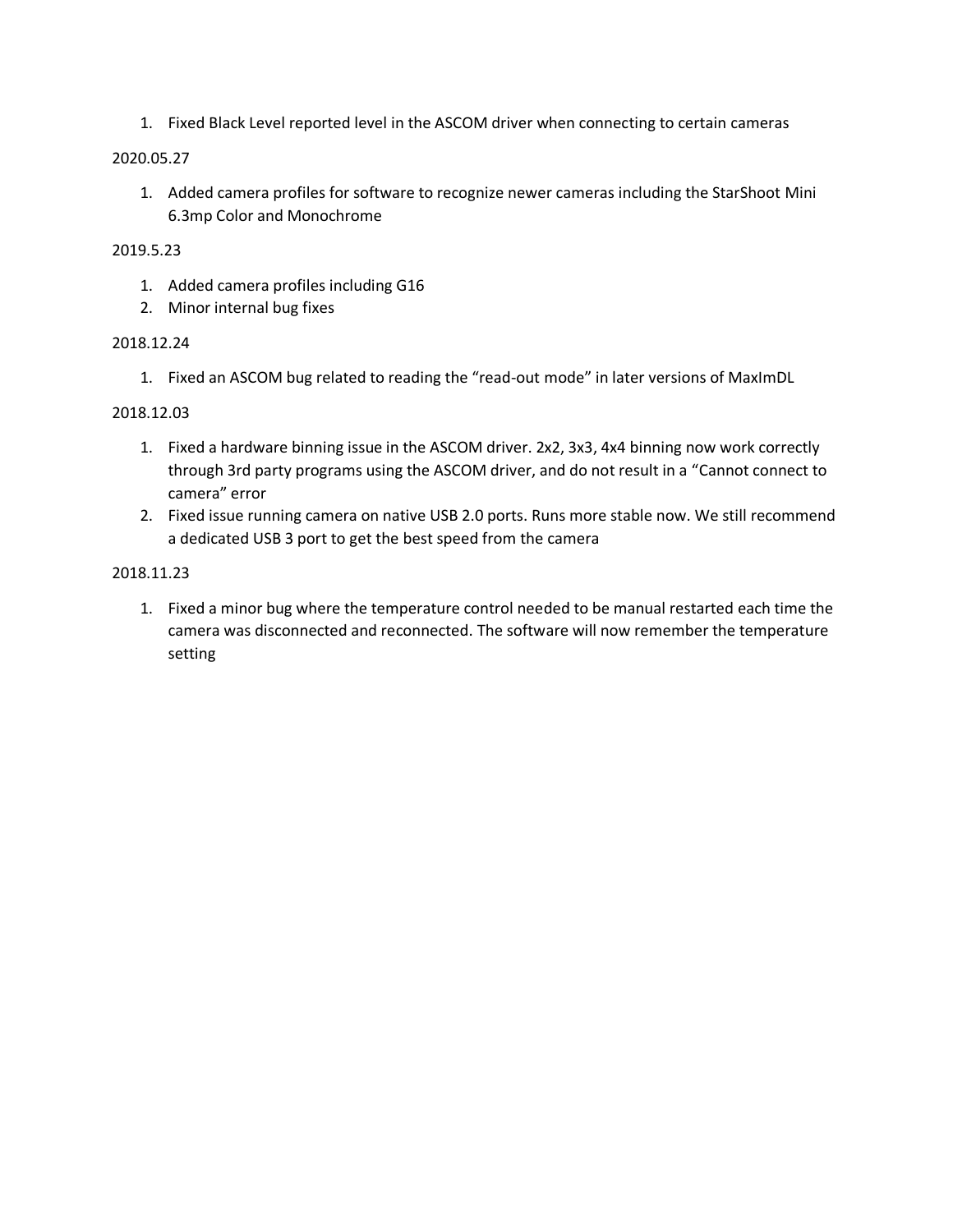1. Fixed Black Level reported level in the ASCOM driver when connecting to certain cameras

2020.05.27

1. Added camera profiles for software to recognize newer cameras including the StarShoot Mini 6.3mp Color and Monochrome

2019.5.23

1. Added camera profiles including G16
2. Minor internal bug fixes

2018.12.24

1. Fixed an ASCOM bug related to reading the "read-out mode" in later versions of MaxImDL

2018.12.03

1. Fixed a hardware binning issue in the ASCOM driver. 2x2, 3x3, 4x4 binning now work correctly through 3rd party programs using the ASCOM driver, and do not result in a "Cannot connect to camera" error
2. Fixed issue running camera on native USB 2.0 ports. Runs more stable now. We still recommend a dedicated USB 3 port to get the best speed from the camera

2018.11.23

1. Fixed a minor bug where the temperature control needed to be manual restarted each time the camera was disconnected and reconnected. The software will now remember the temperature setting